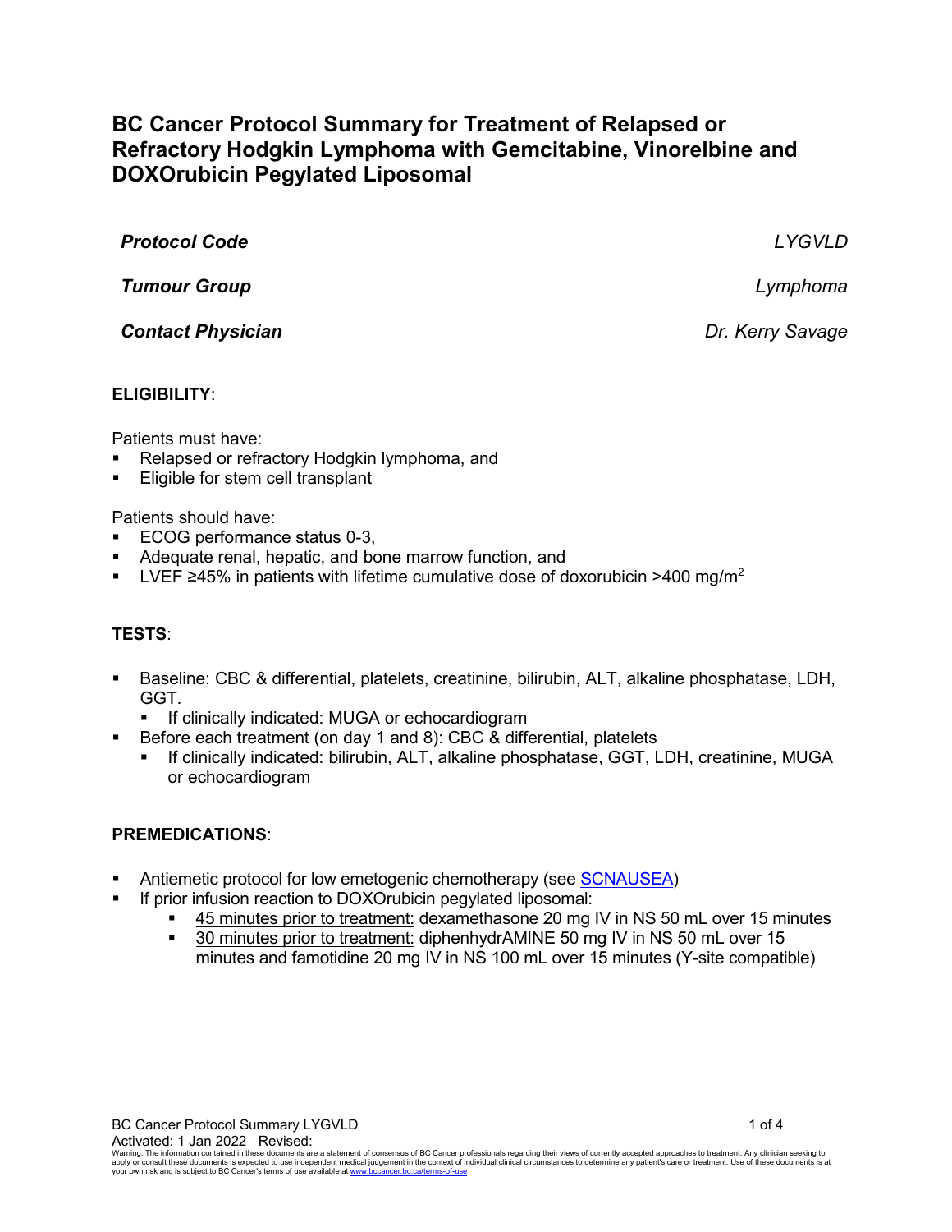# BC Cancer Protocol Summary for Treatment of Relapsed or Refractory Hodgkin Lymphoma with Gemcitabine, Vinorelbine and DOXOrubicin Pegylated Liposomal

| | |
|---|---|
| ***Protocol Code*** | *LYGVLD* |
| ***Tumour Group*** | *Lymphoma* |
| ***Contact Physician*** | *Dr. Kerry Savage* |

**ELIGIBILITY**:

Patients must have:

- Relapsed or refractory Hodgkin lymphoma, and
- Eligible for stem cell transplant

Patients should have:

- ECOG performance status 0-3,
- Adequate renal, hepatic, and bone marrow function, and
- LVEF ≥45% in patients with lifetime cumulative dose of doxorubicin >400 mg/m$^2$

**TESTS**:

- Baseline: CBC & differential, platelets, creatinine, bilirubin, ALT, alkaline phosphatase, LDH, GGT.
  - If clinically indicated: MUGA or echocardiogram
- Before each treatment (on day 1 and 8): CBC & differential, platelets
  - If clinically indicated: bilirubin, ALT, alkaline phosphatase, GGT, LDH, creatinine, MUGA or echocardiogram

**PREMEDICATIONS**:

- Antiemetic protocol for low emetogenic chemotherapy (see SCNAUSEA)
- If prior infusion reaction to DOXOrubicin pegylated liposomal:
  - 45 minutes prior to treatment: dexamethasone 20 mg IV in NS 50 mL over 15 minutes
  - 30 minutes prior to treatment: diphenhydrAMINE 50 mg IV in NS 50 mL over 15 minutes and famotidine 20 mg IV in NS 100 mL over 15 minutes (Y-site compatible)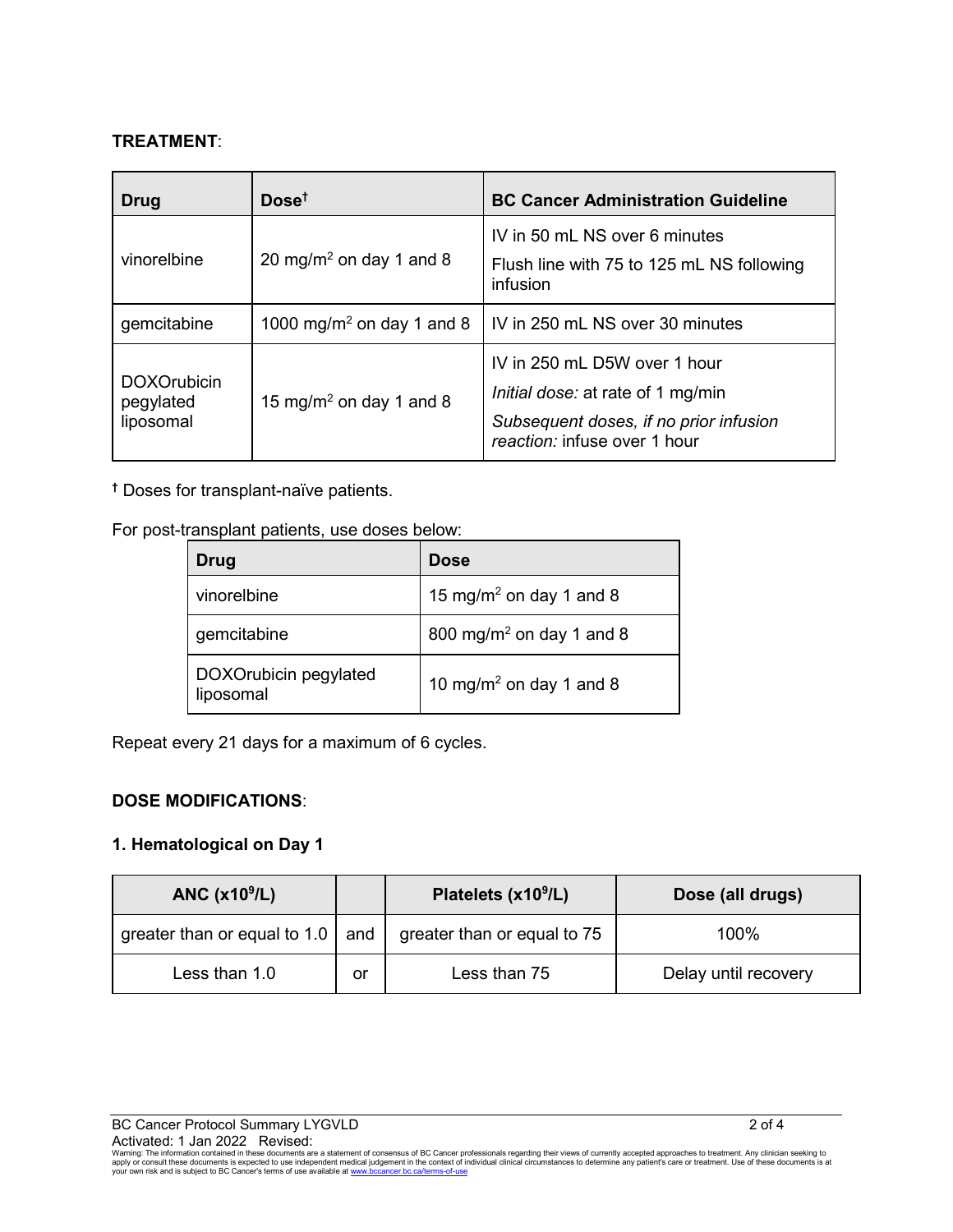**TREATMENT**:

| Drug | Dose† | BC Cancer Administration Guideline |
| --- | --- | --- |
| vinorelbine | 20 mg/m$^2$ on day 1 and 8 | IV in 50 mL NS over 6 minutes<br>Flush line with 75 to 125 mL NS following infusion |
| gemcitabine | 1000 mg/m$^2$ on day 1 and 8 | IV in 250 mL NS over 30 minutes |
| DOXOrubicin pegylated liposomal | 15 mg/m$^2$ on day 1 and 8 | IV in 250 mL D5W over 1 hour<br>*Initial dose:* at rate of 1 mg/min<br>*Subsequent doses, if no prior infusion reaction:* infuse over 1 hour |

**†** Doses for transplant-naïve patients.

For post-transplant patients, use doses below:

| Drug | Dose |
| --- | --- |
| vinorelbine | 15 mg/m$^2$ on day 1 and 8 |
| gemcitabine | 800 mg/m$^2$ on day 1 and 8 |
| DOXOrubicin pegylated liposomal | 10 mg/m$^2$ on day 1 and 8 |

Repeat every 21 days for a maximum of 6 cycles.

**DOSE MODIFICATIONS**:

**1. Hematological on Day 1**

| ANC (x10$^9$/L) | | Platelets (x10$^9$/L) | Dose (all drugs) |
| --- | --- | --- | --- |
| greater than or equal to 1.0 | and | greater than or equal to 75 | 100% |
| Less than 1.0 | or | Less than 75 | Delay until recovery |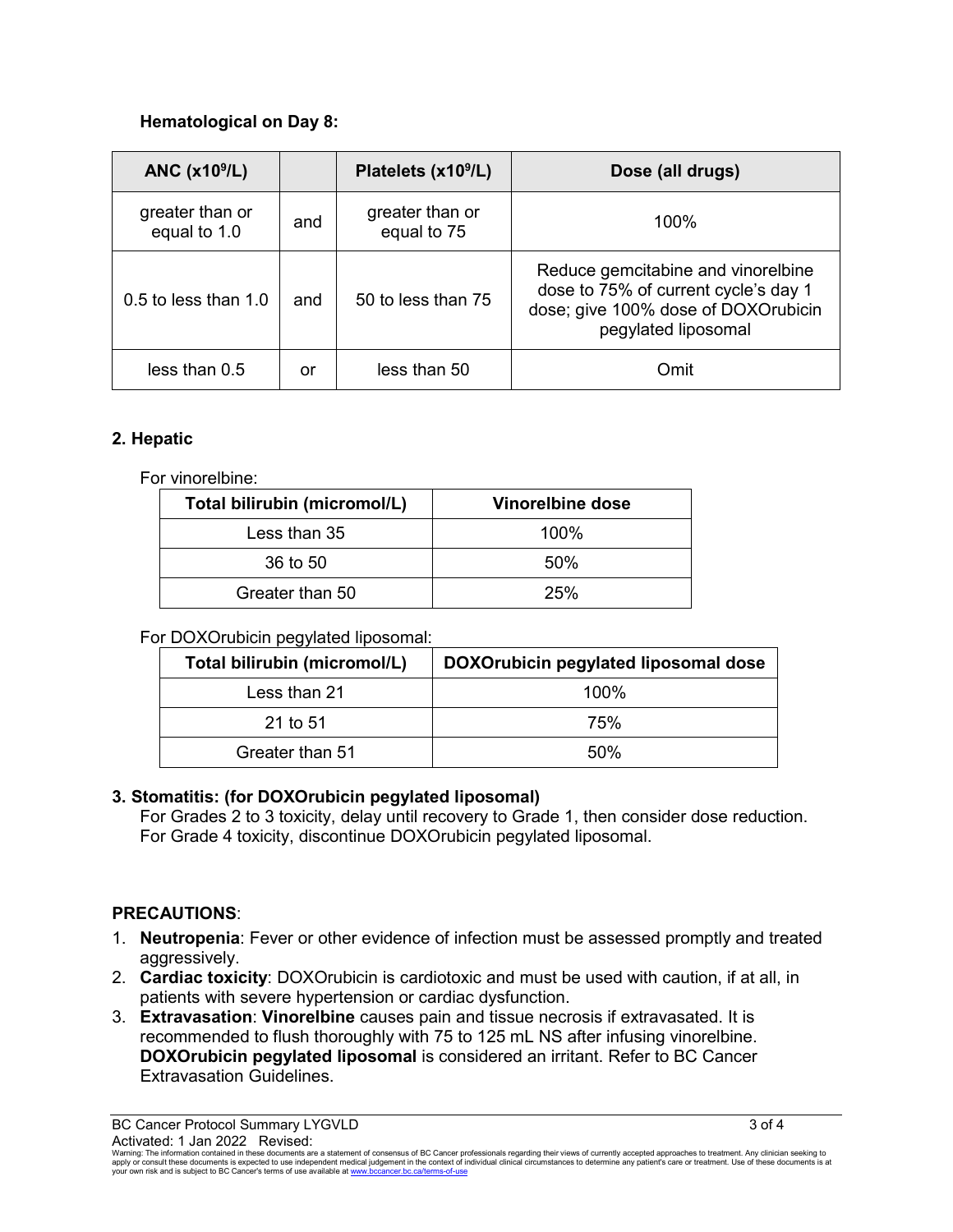**Hematological on Day 8:**

| ANC ($x10^9$/L) | | Platelets ($x10^9$/L) | Dose (all drugs) |
|---|---|---|---|
| greater than or equal to 1.0 | and | greater than or equal to 75 | 100% |
| 0.5 to less than 1.0 | and | 50 to less than 75 | Reduce gemcitabine and vinorelbine dose to 75% of current cycle's day 1 dose; give 100% dose of DOXOrubicin pegylated liposomal |
| less than 0.5 | or | less than 50 | Omit |

**2. Hepatic**

For vinorelbine:

| Total bilirubin (micromol/L) | Vinorelbine dose |
|---|---|
| Less than 35 | 100% |
| 36 to 50 | 50% |
| Greater than 50 | 25% |

For DOXOrubicin pegylated liposomal:

| Total bilirubin (micromol/L) | DOXOrubicin pegylated liposomal dose |
|---|---|
| Less than 21 | 100% |
| 21 to 51 | 75% |
| Greater than 51 | 50% |

**3. Stomatitis: (for DOXOrubicin pegylated liposomal)**

For Grades 2 to 3 toxicity, delay until recovery to Grade 1, then consider dose reduction.
For Grade 4 toxicity, discontinue DOXOrubicin pegylated liposomal.

**PRECAUTIONS**:

1. **Neutropenia**: Fever or other evidence of infection must be assessed promptly and treated aggressively.
2. **Cardiac toxicity**: DOXOrubicin is cardiotoxic and must be used with caution, if at all, in patients with severe hypertension or cardiac dysfunction.
3. **Extravasation**: **Vinorelbine** causes pain and tissue necrosis if extravasated. It is recommended to flush thoroughly with 75 to 125 mL NS after infusing vinorelbine. **DOXOrubicin pegylated liposomal** is considered an irritant. Refer to BC Cancer Extravasation Guidelines.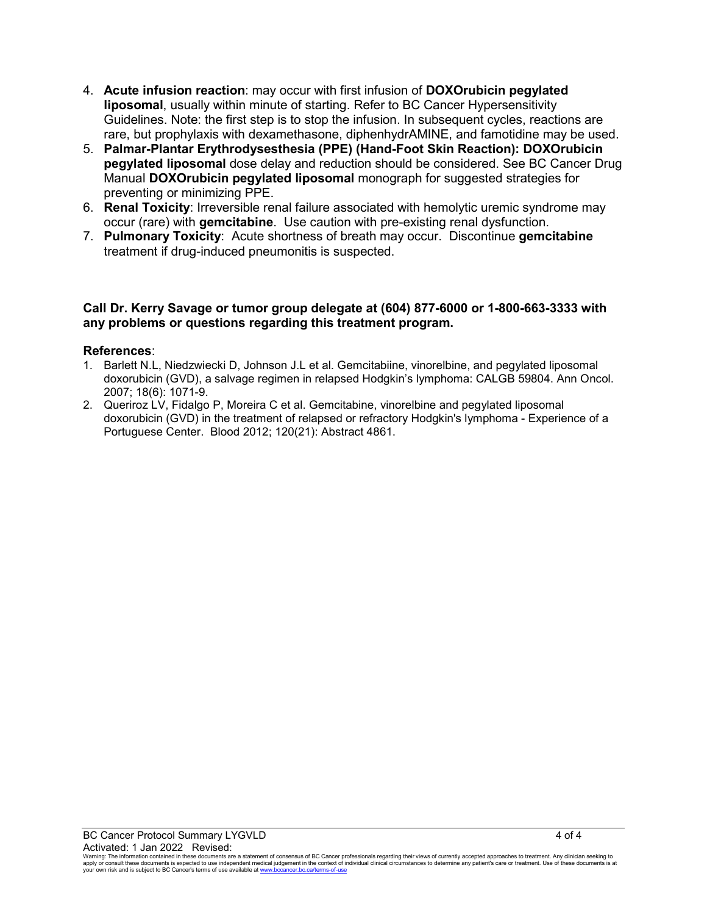4. **Acute infusion reaction**: may occur with first infusion of **DOXOrubicin pegylated liposomal**, usually within minute of starting. Refer to BC Cancer Hypersensitivity Guidelines. Note: the first step is to stop the infusion. In subsequent cycles, reactions are rare, but prophylaxis with dexamethasone, diphenhydrAMINE, and famotidine may be used.
5. **Palmar-Plantar Erythrodysesthesia (PPE) (Hand-Foot Skin Reaction): DOXOrubicin pegylated liposomal** dose delay and reduction should be considered. See BC Cancer Drug Manual **DOXOrubicin pegylated liposomal** monograph for suggested strategies for preventing or minimizing PPE.
6. **Renal Toxicity**: Irreversible renal failure associated with hemolytic uremic syndrome may occur (rare) with **gemcitabine**. Use caution with pre-existing renal dysfunction.
7. **Pulmonary Toxicity**: Acute shortness of breath may occur. Discontinue **gemcitabine** treatment if drug-induced pneumonitis is suspected.

**Call Dr. Kerry Savage or tumor group delegate at (604) 877-6000 or 1-800-663-3333 with any problems or questions regarding this treatment program.**

## References:

1. Barlett N.L, Niedzwiecki D, Johnson J.L et al. Gemcitabiine, vinorelbine, and pegylated liposomal doxorubicin (GVD), a salvage regimen in relapsed Hodgkin's lymphoma: CALGB 59804. Ann Oncol. 2007; 18(6): 1071-9.
2. Queriroz LV, Fidalgo P, Moreira C et al. Gemcitabine, vinorelbine and pegylated liposomal doxorubicin (GVD) in the treatment of relapsed or refractory Hodgkin's lymphoma - Experience of a Portuguese Center. Blood 2012; 120(21): Abstract 4861.